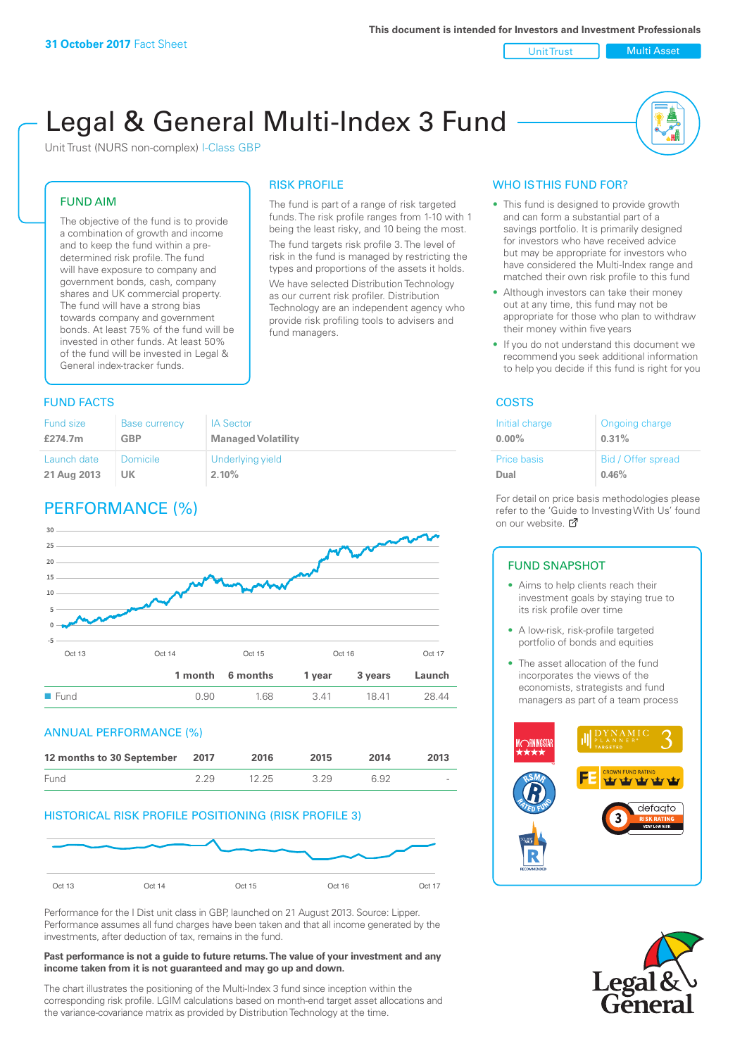**31 October 2017** Fact Sheet

This document is intended for Investors and Investment Professionals

Unit Trust | Multi Asset

# Legal & General Multi-Index 3 Fund

Unit Trust (NURS non-complex) I-Class GBP

## FUND AIM

The objective of the fund is to provide a combination of growth and income and to keep the fund within a pre-determined risk profile. The fund will have exposure to company and government bonds, cash, company shares and UK commercial property. The fund will have a strong bias towards company and government bonds. At least 75% of the fund will be invested in other funds. At least 50% of the fund will be invested in Legal & General index-tracker funds.

## RISK PROFILE

The fund is part of a range of risk targeted funds. The risk profile ranges from 1-10 with 1 being the least risky, and 10 being the most.

The fund targets risk profile 3. The level of risk in the fund is managed by restricting the types and proportions of the assets it holds.

We have selected Distribution Technology as our current risk profiler. Distribution Technology are an independent agency who provide risk profiling tools to advisers and fund managers.

## WHO IS THIS FUND FOR?

- This fund is designed to provide growth and can form a substantial part of a savings portfolio. It is primarily designed for investors who have received advice but may be appropriate for investors who have considered the Multi-Index range and matched their own risk profile to this fund
- Although investors can take their money out at any time, this fund may not be appropriate for those who plan to withdraw their money within five years
- If you do not understand this document we recommend you seek additional information to help you decide if this fund is right for you

## FUND FACTS

| Fund size | Base currency | IA Sector |
|---|---|---|
| **£274.7m** | **GBP** | **Managed Volatility** |
| Launch date | Domicile | Underlying yield |
| **21 Aug 2013** | **UK** | **2.10%** |

## COSTS

| Initial charge | Ongoing charge |
|---|---|
| **0.00%** | **0.31%** |
| Price basis | Bid / Offer spread |
| **Dual** | **0.46%** |

For detail on price basis methodologies please refer to the 'Guide to Investing With Us' found on our website.

## PERFORMANCE (%)

| | 1 month | 6 months | 1 year | 3 years | Launch |
|---|---|---|---|---|---|
| Fund | 0.90 | 1.68 | 3.41 | 18.41 | 28.44 |

## ANNUAL PERFORMANCE (%)

| 12 months to 30 September | 2017 | 2016 | 2015 | 2014 | 2013 |
|---|---|---|---|---|---|
| Fund | 2.29 | 12.25 | 3.29 | 6.92 | - |

## HISTORICAL RISK PROFILE POSITIONING (RISK PROFILE 3)

Performance for the I Dist unit class in GBP, launched on 21 August 2013. Source: Lipper. Performance assumes all fund charges have been taken and that all income generated by the investments, after deduction of tax, remains in the fund.

**Past performance is not a guide to future returns. The value of your investment and any income taken from it is not guaranteed and may go up and down.**

The chart illustrates the positioning of the Multi-Index 3 fund since inception within the corresponding risk profile. LGIM calculations based on month-end target asset allocations and the variance-covariance matrix as provided by Distribution Technology at the time.

## FUND SNAPSHOT

- Aims to help clients reach their investment goals by staying true to its risk profile over time
- A low-risk, risk-profile targeted portfolio of bonds and equities
- The asset allocation of the fund incorporates the views of the economists, strategists and fund managers as part of a team process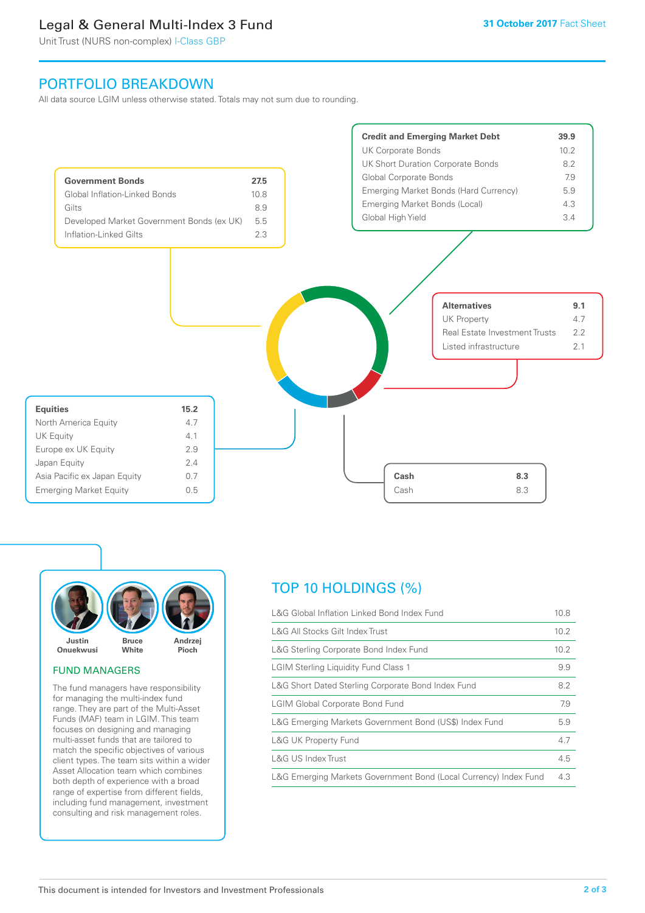# Legal & General Multi-Index 3 Fund

Unit Trust (NURS non-complex) I-Class GBP

**31 October 2017** Fact Sheet

## PORTFOLIO BREAKDOWN

All data source LGIM unless otherwise stated. Totals may not sum due to rounding.

| **Government Bonds** | **27.5** |
|---|---|
| Global Inflation-Linked Bonds | 10.8 |
| Gilts | 8.9 |
| Developed Market Government Bonds (ex UK) | 5.5 |
| Inflation-Linked Gilts | 2.3 |

| **Credit and Emerging Market Debt** | **39.9** |
|---|---|
| UK Corporate Bonds | 10.2 |
| UK Short Duration Corporate Bonds | 8.2 |
| Global Corporate Bonds | 7.9 |
| Emerging Market Bonds (Hard Currency) | 5.9 |
| Emerging Market Bonds (Local) | 4.3 |
| Global High Yield | 3.4 |

| **Alternatives** | **9.1** |
|---|---|
| UK Property | 4.7 |
| Real Estate Investment Trusts | 2.2 |
| Listed infrastructure | 2.1 |

| **Equities** | **15.2** |
|---|---|
| North America Equity | 4.7 |
| UK Equity | 4.1 |
| Europe ex UK Equity | 2.9 |
| Japan Equity | 2.4 |
| Asia Pacific ex Japan Equity | 0.7 |
| Emerging Market Equity | 0.5 |

| **Cash** | **8.3** |
|---|---|
| Cash | 8.3 |

Justin Onuekwusi, Bruce White, Andrzej Pioch

### FUND MANAGERS

The fund managers have responsibility for managing the multi-index fund range. They are part of the Multi-Asset Funds (MAF) team in LGIM. This team focuses on designing and managing multi-asset funds that are tailored to match the specific objectives of various client types. The team sits within a wider Asset Allocation team which combines both depth of experience with a broad range of expertise from different fields, including fund management, investment consulting and risk management roles.

## TOP 10 HOLDINGS (%)

| Holding | % |
|---|---|
| L&G Global Inflation Linked Bond Index Fund | 10.8 |
| L&G All Stocks Gilt Index Trust | 10.2 |
| L&G Sterling Corporate Bond Index Fund | 10.2 |
| LGIM Sterling Liquidity Fund Class 1 | 9.9 |
| L&G Short Dated Sterling Corporate Bond Index Fund | 8.2 |
| LGIM Global Corporate Bond Fund | 7.9 |
| L&G Emerging Markets Government Bond (US$) Index Fund | 5.9 |
| L&G UK Property Fund | 4.7 |
| L&G US Index Trust | 4.5 |
| L&G Emerging Markets Government Bond (Local Currency) Index Fund | 4.3 |

This document is intended for Investors and Investment Professionals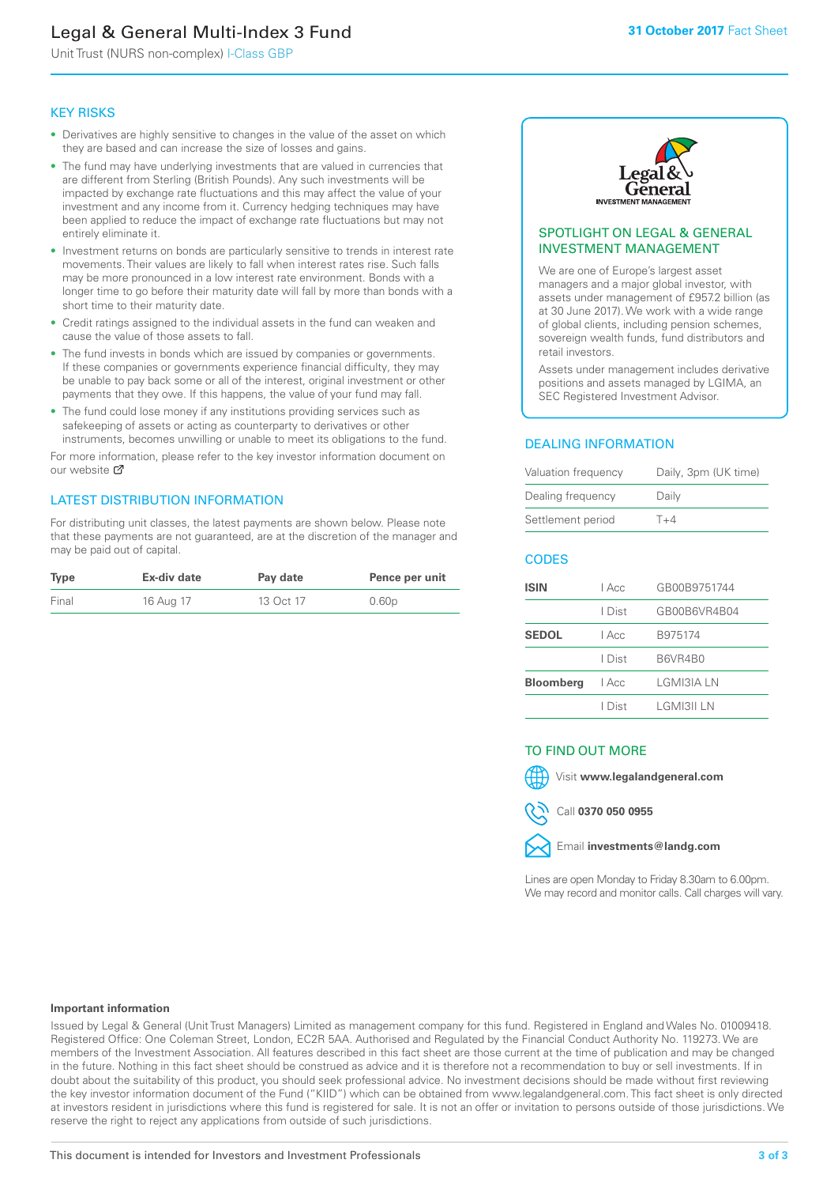# Legal & General Multi-Index 3 Fund

Unit Trust (NURS non-complex) I-Class GBP

31 October 2017 Fact Sheet

## KEY RISKS

- Derivatives are highly sensitive to changes in the value of the asset on which they are based and can increase the size of losses and gains.
- The fund may have underlying investments that are valued in currencies that are different from Sterling (British Pounds). Any such investments will be impacted by exchange rate fluctuations and this may affect the value of your investment and any income from it. Currency hedging techniques may have been applied to reduce the impact of exchange rate fluctuations but may not entirely eliminate it.
- Investment returns on bonds are particularly sensitive to trends in interest rate movements. Their values are likely to fall when interest rates rise. Such falls may be more pronounced in a low interest rate environment. Bonds with a longer time to go before their maturity date will fall by more than bonds with a short time to their maturity date.
- Credit ratings assigned to the individual assets in the fund can weaken and cause the value of those assets to fall.
- The fund invests in bonds which are issued by companies or governments. If these companies or governments experience financial difficulty, they may be unable to pay back some or all of the interest, original investment or other payments that they owe. If this happens, the value of your fund may fall.
- The fund could lose money if any institutions providing services such as safekeeping of assets or acting as counterparty to derivatives or other instruments, becomes unwilling or unable to meet its obligations to the fund.

For more information, please refer to the key investor information document on our website

## LATEST DISTRIBUTION INFORMATION

For distributing unit classes, the latest payments are shown below. Please note that these payments are not guaranteed, are at the discretion of the manager and may be paid out of capital.

| Type | Ex-div date | Pay date | Pence per unit |
|---|---|---|---|
| Final | 16 Aug 17 | 13 Oct 17 | 0.60p |

## SPOTLIGHT ON LEGAL & GENERAL INVESTMENT MANAGEMENT

We are one of Europe's largest asset managers and a major global investor, with assets under management of £957.2 billion (as at 30 June 2017). We work with a wide range of global clients, including pension schemes, sovereign wealth funds, fund distributors and retail investors.

Assets under management includes derivative positions and assets managed by LGIMA, an SEC Registered Investment Advisor.

## DEALING INFORMATION

| | |
|---|---|
| Valuation frequency | Daily, 3pm (UK time) |
| Dealing frequency | Daily |
| Settlement period | T+4 |

## CODES

| | | |
|---|---|---|
| **ISIN** | I Acc | GB00B9751744 |
| | I Dist | GB00B6VR4B04 |
| **SEDOL** | I Acc | B975174 |
| | I Dist | B6VR4B0 |
| **Bloomberg** | I Acc | LGMI3IA LN |
| | I Dist | LGMI3II LN |

## TO FIND OUT MORE

Visit **www.legalandgeneral.com**

Call **0370 050 0955**

Email **investments@landg.com**

Lines are open Monday to Friday 8.30am to 6.00pm. We may record and monitor calls. Call charges will vary.

**Important information**

Issued by Legal & General (Unit Trust Managers) Limited as management company for this fund. Registered in England and Wales No. 01009418. Registered Office: One Coleman Street, London, EC2R 5AA. Authorised and Regulated by the Financial Conduct Authority No. 119273. We are members of the Investment Association. All features described in this fact sheet are those current at the time of publication and may be changed in the future. Nothing in this fact sheet should be construed as advice and it is therefore not a recommendation to buy or sell investments. If in doubt about the suitability of this product, you should seek professional advice. No investment decisions should be made without first reviewing the key investor information document of the Fund ("KIID") which can be obtained from www.legalandgeneral.com. This fact sheet is only directed at investors resident in jurisdictions where this fund is registered for sale. It is not an offer or invitation to persons outside of those jurisdictions. We reserve the right to reject any applications from outside of such jurisdictions.

This document is intended for Investors and Investment Professionals